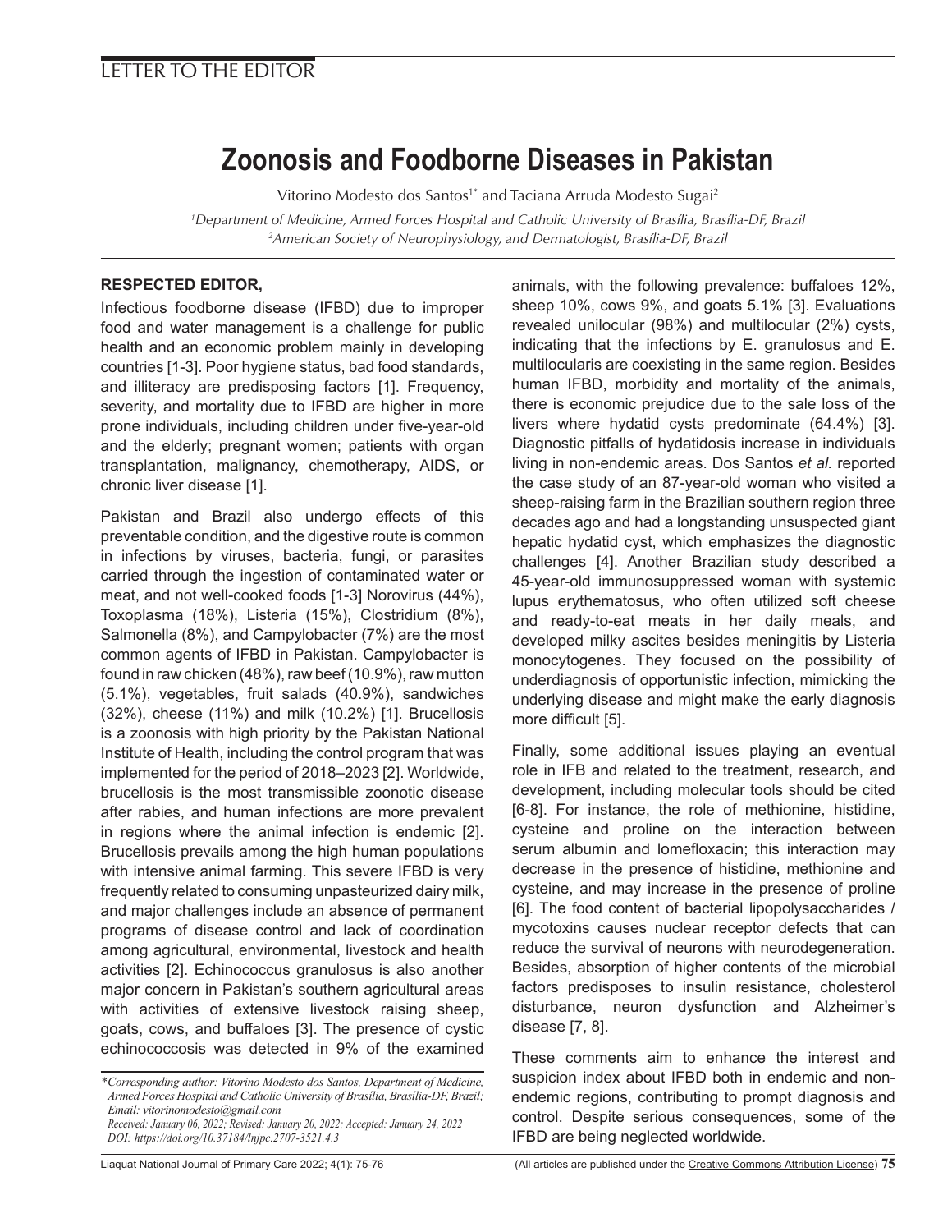LETTER TO THE EDITOR

# Zoonosis and Foodborne Diseases in Pakistan

Vitorino Modesto dos Santos[1*] and Taciana Arruda Modesto Sugai[2]

[1]*Department of Medicine, Armed Forces Hospital and Catholic University of Brasília, Brasília-DF, Brazil*
[2]*American Society of Neurophysiology, and Dermatologist, Brasília-DF, Brazil*

**RESPECTED EDITOR,**

Infectious foodborne disease (IFBD) due to improper food and water management is a challenge for public health and an economic problem mainly in developing countries [1-3]. Poor hygiene status, bad food standards, and illiteracy are predisposing factors [1]. Frequency, severity, and mortality due to IFBD are higher in more prone individuals, including children under five-year-old and the elderly; pregnant women; patients with organ transplantation, malignancy, chemotherapy, AIDS, or chronic liver disease [1].

Pakistan and Brazil also undergo effects of this preventable condition, and the digestive route is common in infections by viruses, bacteria, fungi, or parasites carried through the ingestion of contaminated water or meat, and not well-cooked foods [1-3] Norovirus (44%), Toxoplasma (18%), Listeria (15%), Clostridium (8%), Salmonella (8%), and Campylobacter (7%) are the most common agents of IFBD in Pakistan. Campylobacter is found in raw chicken (48%), raw beef (10.9%), raw mutton (5.1%), vegetables, fruit salads (40.9%), sandwiches (32%), cheese (11%) and milk (10.2%) [1]. Brucellosis is a zoonosis with high priority by the Pakistan National Institute of Health, including the control program that was implemented for the period of 2018–2023 [2]. Worldwide, brucellosis is the most transmissible zoonotic disease after rabies, and human infections are more prevalent in regions where the animal infection is endemic [2]. Brucellosis prevails among the high human populations with intensive animal farming. This severe IFBD is very frequently related to consuming unpasteurized dairy milk, and major challenges include an absence of permanent programs of disease control and lack of coordination among agricultural, environmental, livestock and health activities [2]. Echinococcus granulosus is also another major concern in Pakistan's southern agricultural areas with activities of extensive livestock raising sheep, goats, cows, and buffaloes [3]. The presence of cystic echinococcosis was detected in 9% of the examined animals, with the following prevalence: buffaloes 12%, sheep 10%, cows 9%, and goats 5.1% [3]. Evaluations revealed unilocular (98%) and multilocular (2%) cysts, indicating that the infections by E. granulosus and E. multilocularis are coexisting in the same region. Besides human IFBD, morbidity and mortality of the animals, there is economic prejudice due to the sale loss of the livers where hydatid cysts predominate (64.4%) [3]. Diagnostic pitfalls of hydatidosis increase in individuals living in non-endemic areas. Dos Santos *et al.* reported the case study of an 87-year-old woman who visited a sheep-raising farm in the Brazilian southern region three decades ago and had a longstanding unsuspected giant hepatic hydatid cyst, which emphasizes the diagnostic challenges [4]. Another Brazilian study described a 45-year-old immunosuppressed woman with systemic lupus erythematosus, who often utilized soft cheese and ready-to-eat meats in her daily meals, and developed milky ascites besides meningitis by Listeria monocytogenes. They focused on the possibility of underdiagnosis of opportunistic infection, mimicking the underlying disease and might make the early diagnosis more difficult [5].

Finally, some additional issues playing an eventual role in IFB and related to the treatment, research, and development, including molecular tools should be cited [6-8]. For instance, the role of methionine, histidine, cysteine and proline on the interaction between serum albumin and lomefloxacin; this interaction may decrease in the presence of histidine, methionine and cysteine, and may increase in the presence of proline [6]. The food content of bacterial lipopolysaccharides / mycotoxins causes nuclear receptor defects that can reduce the survival of neurons with neurodegeneration. Besides, absorption of higher contents of the microbial factors predisposes to insulin resistance, cholesterol disturbance, neuron dysfunction and Alzheimer's disease [7, 8].

These comments aim to enhance the interest and suspicion index about IFBD both in endemic and non-endemic regions, contributing to prompt diagnosis and control. Despite serious consequences, some of the IFBD are being neglected worldwide.

*\*Corresponding author: Vitorino Modesto dos Santos, Department of Medicine, Armed Forces Hospital and Catholic University of Brasília, Brasília-DF, Brazil; Email: vitorinomodesto@gmail.com*
*Received: January 06, 2022; Revised: January 20, 2022; Accepted: January 24, 2022*
*DOI: https://doi.org/10.37184/lnjpc.2707-3521.4.3*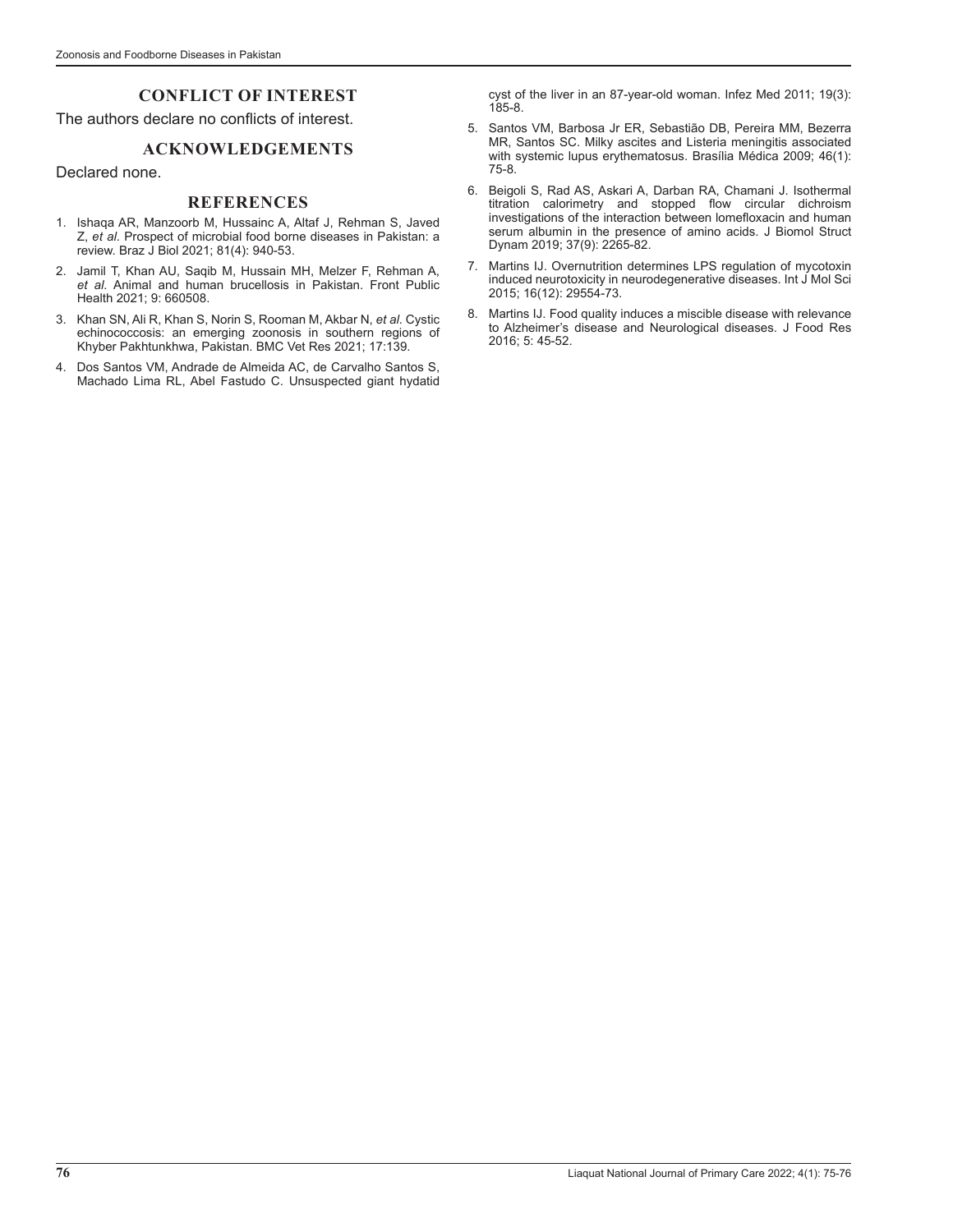## CONFLICT OF INTEREST

The authors declare no conflicts of interest.

## ACKNOWLEDGEMENTS

Declared none.

## REFERENCES

1. Ishaqa AR, Manzoorb M, Hussainc A, Altaf J, Rehman S, Javed Z, *et al.* Prospect of microbial food borne diseases in Pakistan: a review. Braz J Biol 2021; 81(4): 940-53.
2. Jamil T, Khan AU, Saqib M, Hussain MH, Melzer F, Rehman A, *et al.* Animal and human brucellosis in Pakistan. Front Public Health 2021; 9: 660508.
3. Khan SN, Ali R, Khan S, Norin S, Rooman M, Akbar N, *et al.* Cystic echinococcosis: an emerging zoonosis in southern regions of Khyber Pakhtunkhwa, Pakistan. BMC Vet Res 2021; 17:139.
4. Dos Santos VM, Andrade de Almeida AC, de Carvalho Santos S, Machado Lima RL, Abel Fastudo C. Unsuspected giant hydatid cyst of the liver in an 87-year-old woman. Infez Med 2011; 19(3): 185-8.
5. Santos VM, Barbosa Jr ER, Sebastião DB, Pereira MM, Bezerra MR, Santos SC. Milky ascites and Listeria meningitis associated with systemic lupus erythematosus. Brasília Médica 2009; 46(1): 75-8.
6. Beigoli S, Rad AS, Askari A, Darban RA, Chamani J. Isothermal titration calorimetry and stopped flow circular dichroism investigations of the interaction between lomefloxacin and human serum albumin in the presence of amino acids. J Biomol Struct Dynam 2019; 37(9): 2265-82.
7. Martins IJ. Overnutrition determines LPS regulation of mycotoxin induced neurotoxicity in neurodegenerative diseases. Int J Mol Sci 2015; 16(12): 29554-73.
8. Martins IJ. Food quality induces a miscible disease with relevance to Alzheimer's disease and Neurological diseases. J Food Res 2016; 5: 45-52.